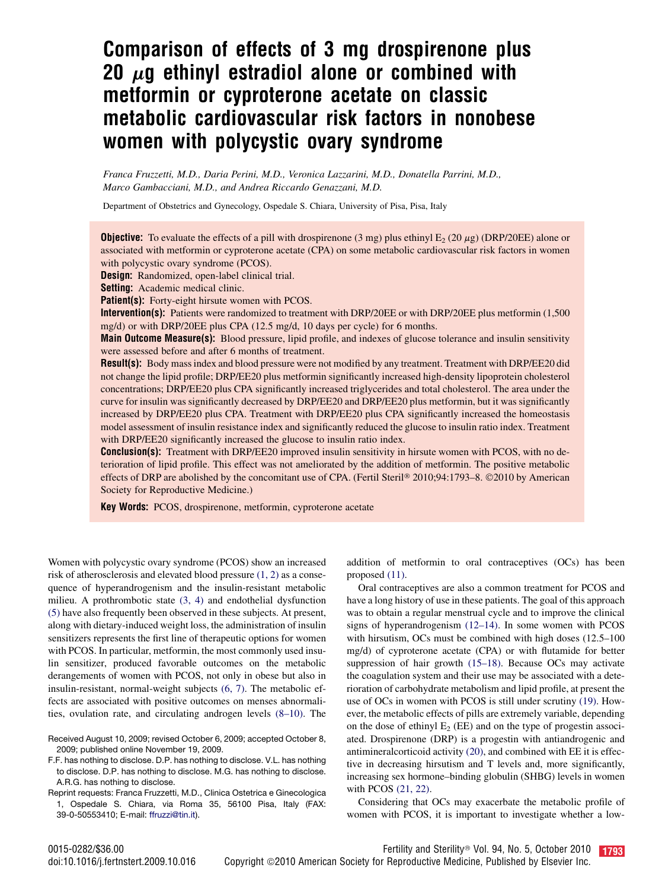# Comparison of effects of 3 mg drospirenone plus 20 $\mu$g ethinyl estradiol alone or combined with metformin or cyproterone acetate on classic metabolic cardiovascular risk factors in nonobese women with polycystic ovary syndrome

*Franca Fruzzetti, M.D., Daria Perini, M.D., Veronica Lazzarini, M.D., Donatella Parrini, M.D., Marco Gambacciani, M.D., and Andrea Riccardo Genazzani, M.D.*

Department of Obstetrics and Gynecology, Ospedale S. Chiara, University of Pisa, Pisa, Italy

**Objective:** To evaluate the effects of a pill with drospirenone (3 mg) plus ethinyl $E_2$ (20 $\mu$g) (DRP/20EE) alone or associated with metformin or cyproterone acetate (CPA) on some metabolic cardiovascular risk factors in women with polycystic ovary syndrome (PCOS).

**Design:** Randomized, open-label clinical trial.

**Setting:** Academic medical clinic.

**Patient(s):** Forty-eight hirsute women with PCOS.

**Intervention(s):** Patients were randomized to treatment with DRP/20EE or with DRP/20EE plus metformin (1,500 mg/d) or with DRP/20EE plus CPA (12.5 mg/d, 10 days per cycle) for 6 months.

**Main Outcome Measure(s):** Blood pressure, lipid profile, and indexes of glucose tolerance and insulin sensitivity were assessed before and after 6 months of treatment.

**Result(s):** Body mass index and blood pressure were not modified by any treatment. Treatment with DRP/EE20 did not change the lipid profile; DRP/EE20 plus metformin significantly increased high-density lipoprotein cholesterol concentrations; DRP/EE20 plus CPA significantly increased triglycerides and total cholesterol. The area under the curve for insulin was significantly decreased by DRP/EE20 and DRP/EE20 plus metformin, but it was significantly increased by DRP/EE20 plus CPA. Treatment with DRP/EE20 plus CPA significantly increased the homeostasis model assessment of insulin resistance index and significantly reduced the glucose to insulin ratio index. Treatment with DRP/EE20 significantly increased the glucose to insulin ratio index.

**Conclusion(s):** Treatment with DRP/EE20 improved insulin sensitivity in hirsute women with PCOS, with no deterioration of lipid profile. This effect was not ameliorated by the addition of metformin. The positive metabolic effects of DRP are abolished by the concomitant use of CPA. (Fertil Steril® 2010;94:1793–8. ©2010 by American Society for Reproductive Medicine.)

**Key Words:** PCOS, drospirenone, metformin, cyproterone acetate

Women with polycystic ovary syndrome (PCOS) show an increased risk of atherosclerosis and elevated blood pressure (1, 2) as a consequence of hyperandrogenism and the insulin-resistant metabolic milieu. A prothrombotic state (3, 4) and endothelial dysfunction (5) have also frequently been observed in these subjects. At present, along with dietary-induced weight loss, the administration of insulin sensitizers represents the first line of therapeutic options for women with PCOS. In particular, metformin, the most commonly used insulin sensitizer, produced favorable outcomes on the metabolic derangements of women with PCOS, not only in obese but also in insulin-resistant, normal-weight subjects (6, 7). The metabolic effects are associated with positive outcomes on menses abnormalities, ovulation rate, and circulating androgen levels (8–10). The addition of metformin to oral contraceptives (OCs) has been proposed (11).

Oral contraceptives are also a common treatment for PCOS and have a long history of use in these patients. The goal of this approach was to obtain a regular menstrual cycle and to improve the clinical signs of hyperandrogenism (12–14). In some women with PCOS with hirsutism, OCs must be combined with high doses (12.5–100 mg/d) of cyproterone acetate (CPA) or with flutamide for better suppression of hair growth (15–18). Because OCs may activate the coagulation system and their use may be associated with a deterioration of carbohydrate metabolism and lipid profile, at present the use of OCs in women with PCOS is still under scrutiny (19). However, the metabolic effects of pills are extremely variable, depending on the dose of ethinyl $E_2$ (EE) and on the type of progestin associated. Drospirenone (DRP) is a progestin with antiandrogenic and antimineralcorticoid activity (20), and combined with EE it is effective in decreasing hirsutism and T levels and, more significantly, increasing sex hormone–binding globulin (SHBG) levels in women with PCOS (21, 22).

Considering that OCs may exacerbate the metabolic profile of women with PCOS, it is important to investigate whether a low-

Received August 10, 2009; revised October 6, 2009; accepted October 8, 2009; published online November 19, 2009.

F.F. has nothing to disclose. D.P. has nothing to disclose. V.L. has nothing to disclose. D.P. has nothing to disclose. M.G. has nothing to disclose. A.R.G. has nothing to disclose.

Reprint requests: Franca Fruzzetti, M.D., Clinica Ostetrica e Ginecologica 1, Ospedale S. Chiara, via Roma 35, 56100 Pisa, Italy (FAX: 39-0-50553410; E-mail: ffruzzi@tin.it).

0015-0282/$36.00
doi:10.1016/j.fertnstert.2009.10.016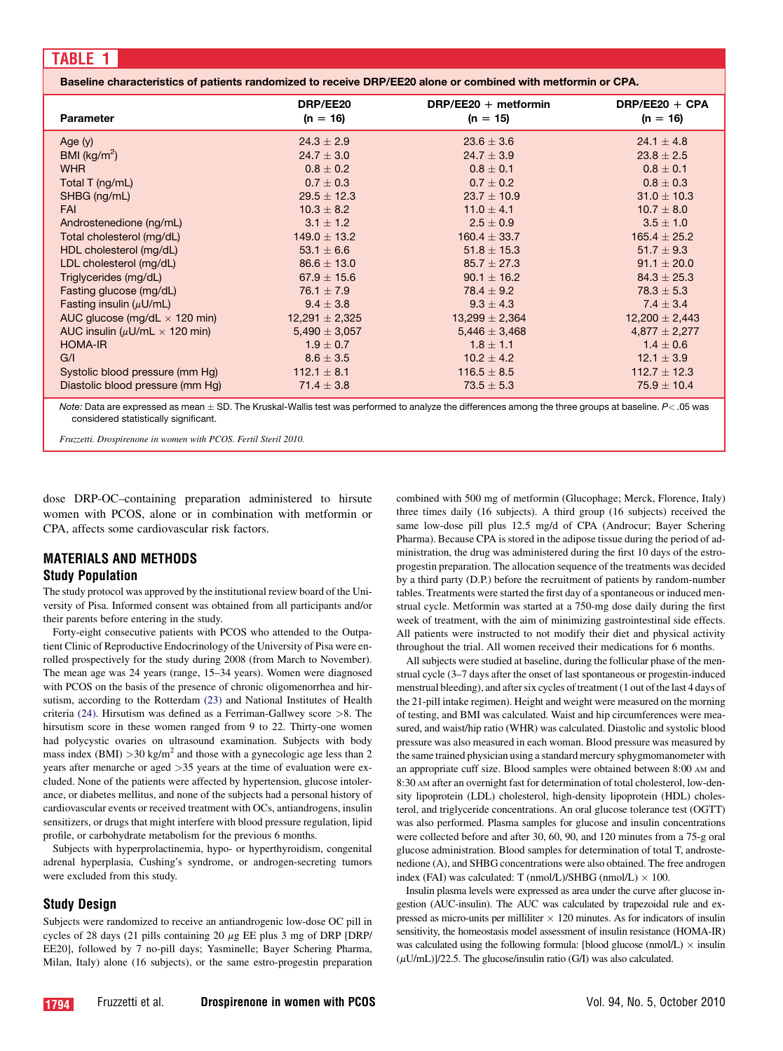**TABLE 1**

**Baseline characteristics of patients randomized to receive DRP/EE20 alone or combined with metformin or CPA.**

| Parameter | DRP/EE20 (n = 16) | DRP/EE20 + metformin (n = 15) | DRP/EE20 + CPA (n = 16) |
|---|---|---|---|
| Age (y) | 24.3 ± 2.9 | 23.6 ± 3.6 | 24.1 ± 4.8 |
| BMI (kg/m$^2$) | 24.7 ± 3.0 | 24.7 ± 3.9 | 23.8 ± 2.5 |
| WHR | 0.8 ± 0.2 | 0.8 ± 0.1 | 0.8 ± 0.1 |
| Total T (ng/mL) | 0.7 ± 0.3 | 0.7 ± 0.2 | 0.8 ± 0.3 |
| SHBG (ng/mL) | 29.5 ± 12.3 | 23.7 ± 10.9 | 31.0 ± 10.3 |
| FAI | 10.3 ± 8.2 | 11.0 ± 4.1 | 10.7 ± 8.0 |
| Androstenedione (ng/mL) | 3.1 ± 1.2 | 2.5 ± 0.9 | 3.5 ± 1.0 |
| Total cholesterol (mg/dL) | 149.0 ± 13.2 | 160.4 ± 33.7 | 165.4 ± 25.2 |
| HDL cholesterol (mg/dL) | 53.1 ± 6.6 | 51.8 ± 15.3 | 51.7 ± 9.3 |
| LDL cholesterol (mg/dL) | 86.6 ± 13.0 | 85.7 ± 27.3 | 91.1 ± 20.0 |
| Triglycerides (mg/dL) | 67.9 ± 15.6 | 90.1 ± 16.2 | 84.3 ± 25.3 |
| Fasting glucose (mg/dL) | 76.1 ± 7.9 | 78.4 ± 9.2 | 78.3 ± 5.3 |
| Fasting insulin ($\mu$U/mL) | 9.4 ± 3.8 | 9.3 ± 4.3 | 7.4 ± 3.4 |
| AUC glucose (mg/dL × 120 min) | 12,291 ± 2,325 | 13,299 ± 2,364 | 12,200 ± 2,443 |
| AUC insulin ($\mu$U/mL × 120 min) | 5,490 ± 3,057 | 5,446 ± 3,468 | 4,877 ± 2,277 |
| HOMA-IR | 1.9 ± 0.7 | 1.8 ± 1.1 | 1.4 ± 0.6 |
| G/I | 8.6 ± 3.5 | 10.2 ± 4.2 | 12.1 ± 3.9 |
| Systolic blood pressure (mm Hg) | 112.1 ± 8.1 | 116.5 ± 8.5 | 112.7 ± 12.3 |
| Diastolic blood pressure (mm Hg) | 71.4 ± 3.8 | 73.5 ± 5.3 | 75.9 ± 10.4 |

*Note:* Data are expressed as mean ± SD. The Kruskal-Wallis test was performed to analyze the differences among the three groups at baseline. $P < .05$ was considered statistically significant.

*Fruzzetti. Drospirenone in women with PCOS. Fertil Steril 2010.*

dose DRP-OC–containing preparation administered to hirsute women with PCOS, alone or in combination with metformin or CPA, affects some cardiovascular risk factors.

## MATERIALS AND METHODS

### Study Population

The study protocol was approved by the institutional review board of the University of Pisa. Informed consent was obtained from all participants and/or their parents before entering in the study.

Forty-eight consecutive patients with PCOS who attended to the Outpatient Clinic of Reproductive Endocrinology of the University of Pisa were enrolled prospectively for the study during 2008 (from March to November). The mean age was 24 years (range, 15–34 years). Women were diagnosed with PCOS on the basis of the presence of chronic oligomenorrhea and hirsutism, according to the Rotterdam (23) and National Institutes of Health criteria (24). Hirsutism was defined as a Ferriman-Gallwey score >8. The hirsutism score in these women ranged from 9 to 22. Thirty-one women had polycystic ovaries on ultrasound examination. Subjects with body mass index (BMI) >30 kg/m$^2$ and those with a gynecologic age less than 2 years after menarche or aged >35 years at the time of evaluation were excluded. None of the patients were affected by hypertension, glucose intolerance, or diabetes mellitus, and none of the subjects had a personal history of cardiovascular events or received treatment with OCs, antiandrogens, insulin sensitizers, or drugs that might interfere with blood pressure regulation, lipid profile, or carbohydrate metabolism for the previous 6 months.

Subjects with hyperprolactinemia, hypo- or hyperthyroidism, congenital adrenal hyperplasia, Cushing's syndrome, or androgen-secreting tumors were excluded from this study.

### Study Design

Subjects were randomized to receive an antiandrogenic low-dose OC pill in cycles of 28 days (21 pills containing 20 $\mu$g EE plus 3 mg of DRP [DRP/EE20], followed by 7 no-pill days; Yasminelle; Bayer Schering Pharma, Milan, Italy) alone (16 subjects), or the same estro-progestin preparation combined with 500 mg of metformin (Glucophage; Merck, Florence, Italy) three times daily (16 subjects). A third group (16 subjects) received the same low-dose pill plus 12.5 mg/d of CPA (Androcur; Bayer Schering Pharma). Because CPA is stored in the adipose tissue during the period of administration, the drug was administered during the first 10 days of the estro-progestin preparation. The allocation sequence of the treatments was decided by a third party (D.P.) before the recruitment of patients by random-number tables. Treatments were started the first day of a spontaneous or progestin-induced menstrual cycle. Metformin was started at a 750-mg dose daily during the first week of treatment, with the aim of minimizing gastrointestinal side effects. All patients were instructed to not modify their diet and physical activity throughout the trial. All women received their medications for 6 months.

All subjects were studied at baseline, during the follicular phase of the menstrual cycle (3–7 days after the onset of last spontaneous or progestin-induced menstrual bleeding), and after six cycles of treatment (1 out of the last 4 days of the 21-pill intake regimen). Height and weight were measured on the morning of testing, and BMI was calculated. Waist and hip circumferences were measured, and waist/hip ratio (WHR) was calculated. Diastolic and systolic blood pressure was also measured in each woman. Blood pressure was measured by the same trained physician using a standard mercury sphygmomanometer with an appropriate cuff size. Blood samples were obtained between 8:00 AM and 8:30 AM after an overnight fast for determination of total cholesterol, low-density lipoprotein (LDL) cholesterol, high-density lipoprotein (HDL) cholesterol, and triglyceride concentrations. An oral glucose tolerance test (OGTT) was also performed. Plasma samples for glucose and insulin concentrations were collected before and after 30, 60, 90, and 120 minutes from a 75-g oral glucose administration. Blood samples for determination of total T, androstenedione (A), and SHBG concentrations were also obtained. The free androgen index (FAI) was calculated: T (nmol/L)/SHBG (nmol/L) × 100.

Insulin plasma levels were expressed as area under the curve after glucose ingestion (AUC-insulin). The AUC was calculated by trapezoidal rule and expressed as micro-units per milliliter × 120 minutes. As for indicators of insulin sensitivity, the homeostasis model assessment of insulin resistance (HOMA-IR) was calculated using the following formula: [blood glucose (nmol/L) × insulin ($\mu$U/mL)]/22.5. The glucose/insulin ratio (G/I) was also calculated.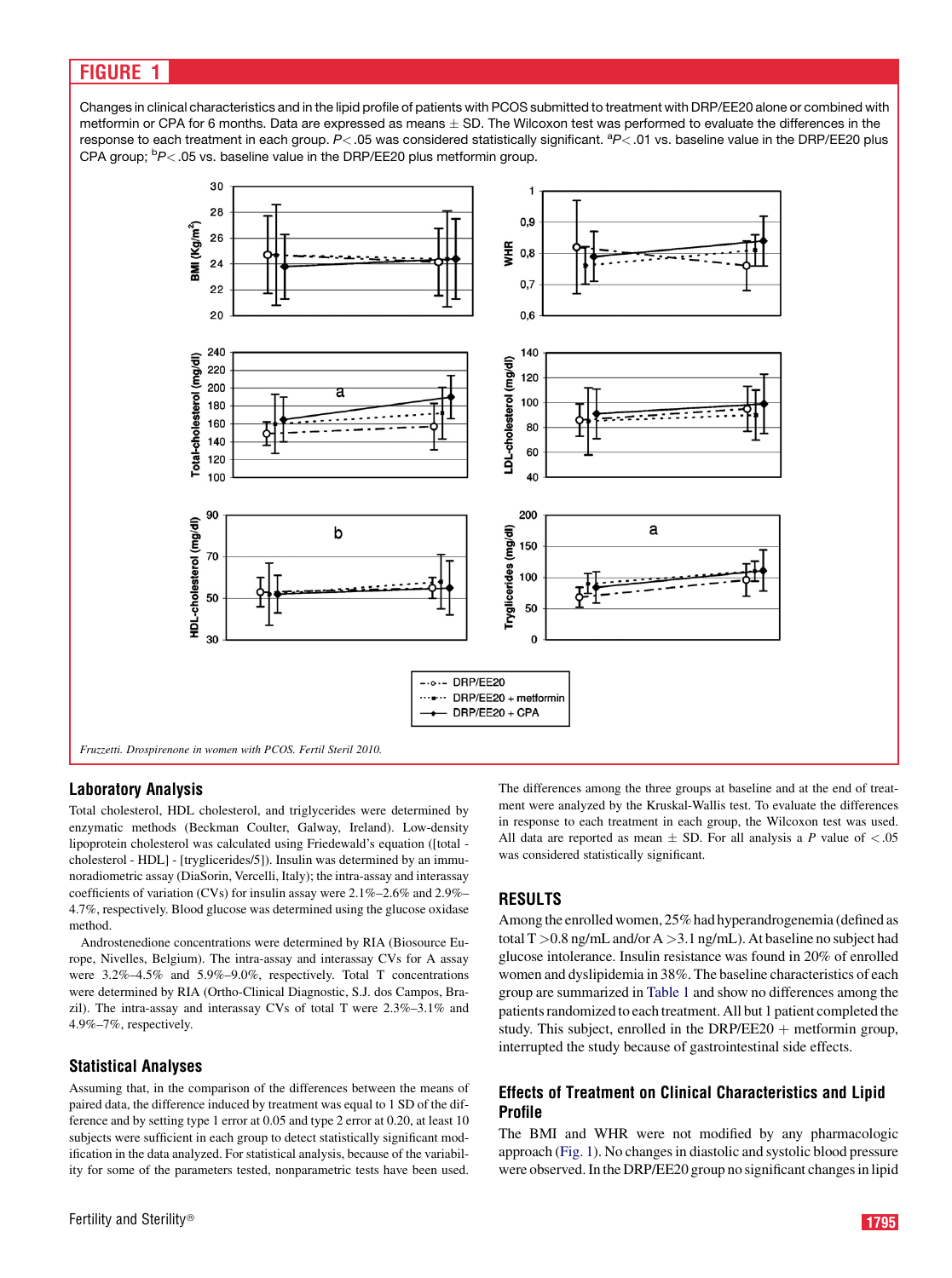## FIGURE 1

Changes in clinical characteristics and in the lipid profile of patients with PCOS submitted to treatment with DRP/EE20 alone or combined with metformin or CPA for 6 months. Data are expressed as means ± SD. The Wilcoxon test was performed to evaluate the differences in the response to each treatment in each group. $P < .05$ was considered statistically significant. [a]$P < .01$ vs. baseline value in the DRP/EE20 plus CPA group; [b]$P < .05$ vs. baseline value in the DRP/EE20 plus metformin group.

*Fruzzetti. Drospirenone in women with PCOS. Fertil Steril 2010.*

### Laboratory Analysis

Total cholesterol, HDL cholesterol, and triglycerides were determined by enzymatic methods (Beckman Coulter, Galway, Ireland). Low-density lipoprotein cholesterol was calculated using Friedewald's equation ([total - cholesterol - HDL] - [tryglicerides/5]). Insulin was determined by an immunoradiometric assay (DiaSorin, Vercelli, Italy); the intra-assay and interassay coefficients of variation (CVs) for insulin assay were 2.1%–2.6% and 2.9%–4.7%, respectively. Blood glucose was determined using the glucose oxidase method.

Androstenedione concentrations were determined by RIA (Biosource Europe, Nivelles, Belgium). The intra-assay and interassay CVs for A assay were 3.2%–4.5% and 5.9%–9.0%, respectively. Total T concentrations were determined by RIA (Ortho-Clinical Diagnostic, S.J. dos Campos, Brazil). The intra-assay and interassay CVs of total T were 2.3%–3.1% and 4.9%–7%, respectively.

### Statistical Analyses

Assuming that, in the comparison of the differences between the means of paired data, the difference induced by treatment was equal to 1 SD of the difference and by setting type 1 error at 0.05 and type 2 error at 0.20, at least 10 subjects were sufficient in each group to detect statistically significant modification in the data analyzed. For statistical analysis, because of the variability for some of the parameters tested, nonparametric tests have been used. The differences among the three groups at baseline and at the end of treatment were analyzed by the Kruskal-Wallis test. To evaluate the differences in response to each treatment in each group, the Wilcoxon test was used. All data are reported as mean ± SD. For all analysis a $P$ value of $< .05$ was considered statistically significant.

## RESULTS

Among the enrolled women, 25% had hyperandrogenemia (defined as total T >0.8 ng/mL and/or A >3.1 ng/mL). At baseline no subject had glucose intolerance. Insulin resistance was found in 20% of enrolled women and dyslipidemia in 38%. The baseline characteristics of each group are summarized in Table 1 and show no differences among the patients randomized to each treatment. All but 1 patient completed the study. This subject, enrolled in the DRP/EE20 + metformin group, interrupted the study because of gastrointestinal side effects.

### Effects of Treatment on Clinical Characteristics and Lipid Profile

The BMI and WHR were not modified by any pharmacologic approach (Fig. 1). No changes in diastolic and systolic blood pressure were observed. In the DRP/EE20 group no significant changes in lipid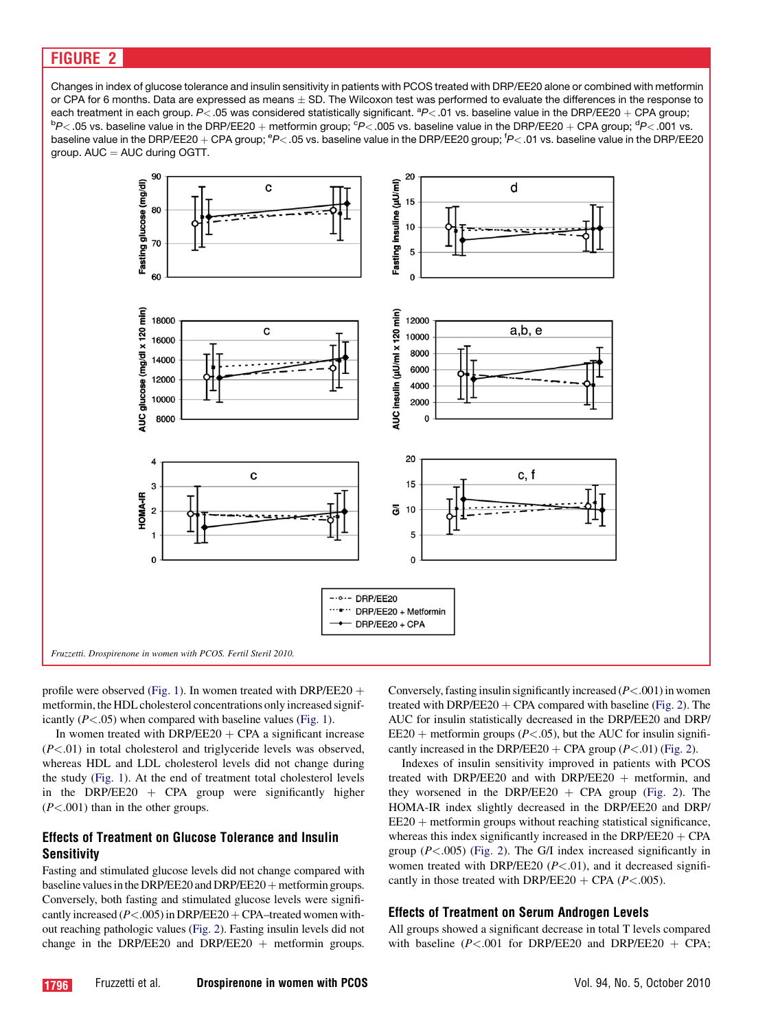## FIGURE 2

Changes in index of glucose tolerance and insulin sensitivity in patients with PCOS treated with DRP/EE20 alone or combined with metformin or CPA for 6 months. Data are expressed as means ± SD. The Wilcoxon test was performed to evaluate the differences in the response to each treatment in each group. $P<.05$ was considered statistically significant. [a]$P<.01$ vs. baseline value in the DRP/EE20 + CPA group; [b]$P<.05$ vs. baseline value in the DRP/EE20 + metformin group; [c]$P<.005$ vs. baseline value in the DRP/EE20 + CPA group; [d]$P<.001$ vs. baseline value in the DRP/EE20 + CPA group; [e]$P<.05$ vs. baseline value in the DRP/EE20 group; [f]$P<.01$ vs. baseline value in the DRP/EE20 group. AUC = AUC during OGTT.

*Fruzzetti. Drospirenone in women with PCOS. Fertil Steril 2010.*

profile were observed (Fig. 1). In women treated with DRP/EE20 + metformin, the HDL cholesterol concentrations only increased significantly ($P<.05$) when compared with baseline values (Fig. 1).

In women treated with DRP/EE20 + CPA a significant increase ($P<.01$) in total cholesterol and triglyceride levels was observed, whereas HDL and LDL cholesterol levels did not change during the study (Fig. 1). At the end of treatment total cholesterol levels in the DRP/EE20 + CPA group were significantly higher ($P<.001$) than in the other groups.

### Effects of Treatment on Glucose Tolerance and Insulin Sensitivity

Fasting and stimulated glucose levels did not change compared with baseline values in the DRP/EE20 and DRP/EE20 + metformin groups. Conversely, both fasting and stimulated glucose levels were significantly increased ($P<.005$) in DRP/EE20 + CPA–treated women without reaching pathologic values (Fig. 2). Fasting insulin levels did not change in the DRP/EE20 and DRP/EE20 + metformin groups. Conversely, fasting insulin significantly increased ($P<.001$) in women treated with DRP/EE20 + CPA compared with baseline (Fig. 2). The AUC for insulin statistically decreased in the DRP/EE20 and DRP/EE20 + metformin groups ($P<.05$), but the AUC for insulin significantly increased in the DRP/EE20 + CPA group ($P<.01$) (Fig. 2).

Indexes of insulin sensitivity improved in patients with PCOS treated with DRP/EE20 and with DRP/EE20 + metformin, and they worsened in the DRP/EE20 + CPA group (Fig. 2). The HOMA-IR index slightly decreased in the DRP/EE20 and DRP/EE20 + metformin groups without reaching statistical significance, whereas this index significantly increased in the DRP/EE20 + CPA group ($P<.005$) (Fig. 2). The G/I index increased significantly in women treated with DRP/EE20 ($P<.01$), and it decreased significantly in those treated with DRP/EE20 + CPA ($P<.005$).

### Effects of Treatment on Serum Androgen Levels

All groups showed a significant decrease in total T levels compared with baseline ($P<.001$ for DRP/EE20 and DRP/EE20 + CPA;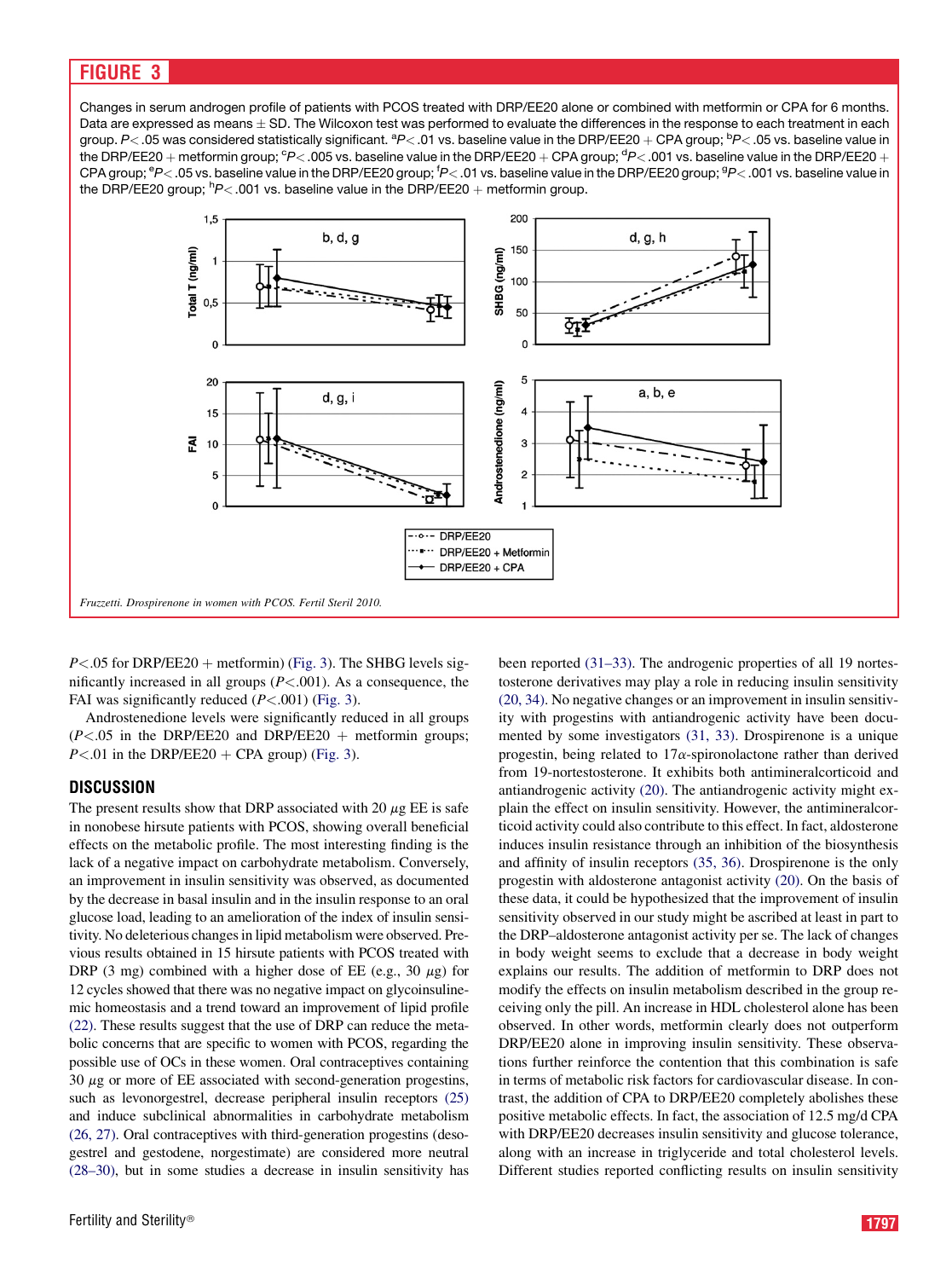## FIGURE 3

Changes in serum androgen profile of patients with PCOS treated with DRP/EE20 alone or combined with metformin or CPA for 6 months. Data are expressed as means ± SD. The Wilcoxon test was performed to evaluate the differences in the response to each treatment in each group. $P<.05$ was considered statistically significant. [a]$P<.01$ vs. baseline value in the DRP/EE20 + CPA group; [b]$P<.05$ vs. baseline value in the DRP/EE20 + metformin group; [c]$P<.005$ vs. baseline value in the DRP/EE20 + CPA group; [d]$P<.001$ vs. baseline value in the DRP/EE20 + CPA group; [e]$P<.05$ vs. baseline value in the DRP/EE20 group; [f]$P<.01$ vs. baseline value in the DRP/EE20 group; [g]$P<.001$ vs. baseline value in the DRP/EE20 + metformin group.

*Fruzzetti. Drospirenone in women with PCOS. Fertil Steril 2010.*

$P<.05$ for DRP/EE20 + metformin) (Fig. 3). The SHBG levels significantly increased in all groups ($P<.001$). As a consequence, the FAI was significantly reduced ($P<.001$) (Fig. 3).

Androstenedione levels were significantly reduced in all groups ($P<.05$ in the DRP/EE20 and DRP/EE20 + metformin groups; $P<.01$ in the DRP/EE20 + CPA group) (Fig. 3).

## DISCUSSION

The present results show that DRP associated with 20 $\mu$g EE is safe in nonobese hirsute patients with PCOS, showing overall beneficial effects on the metabolic profile. The most interesting finding is the lack of a negative impact on carbohydrate metabolism. Conversely, an improvement in insulin sensitivity was observed, as documented by the decrease in basal insulin and in the insulin response to an oral glucose load, leading to an amelioration of the index of insulin sensitivity. No deleterious changes in lipid metabolism were observed. Previous results obtained in 15 hirsute patients with PCOS treated with DRP (3 mg) combined with a higher dose of EE (e.g., 30 $\mu$g) for 12 cycles showed that there was no negative impact on glycoinsulinemic homeostasis and a trend toward an improvement of lipid profile (22). These results suggest that the use of DRP can reduce the metabolic concerns that are specific to women with PCOS, regarding the possible use of OCs in these women. Oral contraceptives containing 30 $\mu$g or more of EE associated with second-generation progestins, such as levonorgestrel, decrease peripheral insulin receptors (25) and induce subclinical abnormalities in carbohydrate metabolism (26, 27). Oral contraceptives with third-generation progestins (desogestrel and gestodene, norgestimate) are considered more neutral (28–30), but in some studies a decrease in insulin sensitivity has been reported (31–33). The androgenic properties of all 19 nortestosterone derivatives may play a role in reducing insulin sensitivity (20, 34). No negative changes or an improvement in insulin sensitivity with progestins with antiandrogenic activity have been documented by some investigators (31, 33). Drospirenone is a unique progestin, being related to 17$\alpha$-spironolactone rather than derived from 19-nortestosterone. It exhibits both antimineralcorticoid and antiandrogenic activity (20). The antiandrogenic activity might explain the effect on insulin sensitivity. However, the antimineralcorticoid activity could also contribute to this effect. In fact, aldosterone induces insulin resistance through an inhibition of the biosynthesis and affinity of insulin receptors (35, 36). Drospirenone is the only progestin with aldosterone antagonist activity (20). On the basis of these data, it could be hypothesized that the improvement of insulin sensitivity observed in our study might be ascribed at least in part to the DRP–aldosterone antagonist activity per se. The lack of changes in body weight seems to exclude that a decrease in body weight explains our results. The addition of metformin to DRP does not modify the effects on insulin metabolism described in the group receiving only the pill. An increase in HDL cholesterol alone has been observed. In other words, metformin clearly does not outperform DRP/EE20 alone in improving insulin sensitivity. These observations further reinforce the contention that this combination is safe in terms of metabolic risk factors for cardiovascular disease. In contrast, the addition of CPA to DRP/EE20 completely abolishes these positive metabolic effects. In fact, the association of 12.5 mg/d CPA with DRP/EE20 decreases insulin sensitivity and glucose tolerance, along with an increase in triglyceride and total cholesterol levels. Different studies reported conflicting results on insulin sensitivity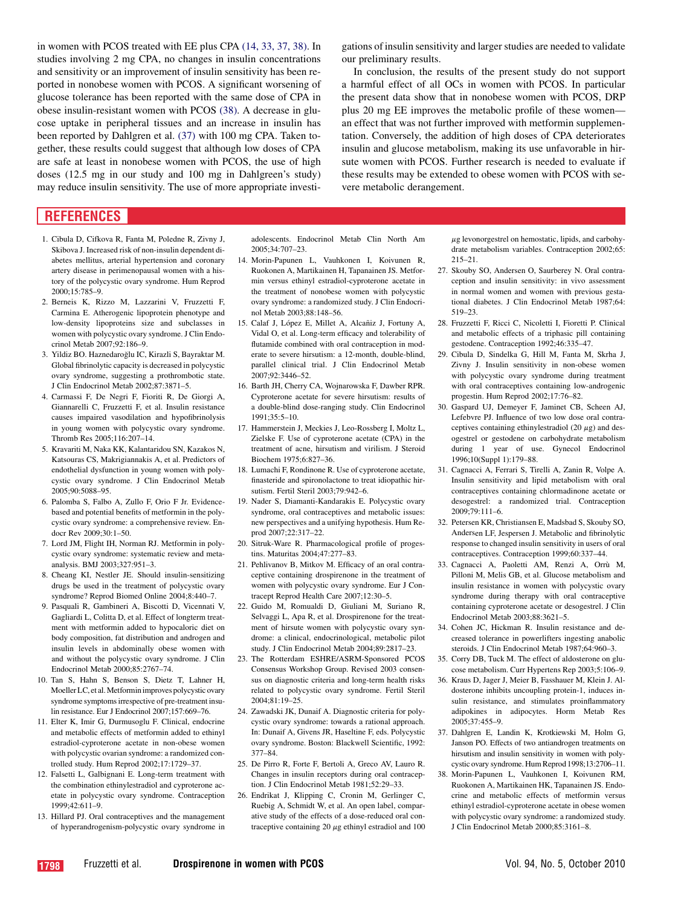in women with PCOS treated with EE plus CPA (14, 33, 37, 38). In studies involving 2 mg CPA, no changes in insulin concentrations and sensitivity or an improvement of insulin sensitivity has been reported in nonobese women with PCOS. A significant worsening of glucose tolerance has been reported with the same dose of CPA in obese insulin-resistant women with PCOS (38). A decrease in glucose uptake in peripheral tissues and an increase in insulin has been reported by Dahlgren et al. (37) with 100 mg CPA. Taken together, these results could suggest that although low doses of CPA are safe at least in nonobese women with PCOS, the use of high doses (12.5 mg in our study and 100 mg in Dahlgreen's study) may reduce insulin sensitivity. The use of more appropriate investigations of insulin sensitivity and larger studies are needed to validate our preliminary results.

In conclusion, the results of the present study do not support a harmful effect of all OCs in women with PCOS. In particular the present data show that in nonobese women with PCOS, DRP plus 20 mg EE improves the metabolic profile of these women—an effect that was not further improved with metformin supplementation. Conversely, the addition of high doses of CPA deteriorates insulin and glucose metabolism, making its use unfavorable in hirsute women with PCOS. Further research is needed to evaluate if these results may be extended to obese women with PCOS with severe metabolic derangement.

## REFERENCES

1. Cibula D, Cifkova R, Fanta M, Poledne R, Zivny J, Skibova J. Increased risk of non-insulin dependent diabetes mellitus, arterial hypertension and coronary artery disease in perimenopausal women with a history of the polycystic ovary syndrome. Hum Reprod 2000;15:785–9.
2. Berneis K, Rizzo M, Lazzarini V, Fruzzetti F, Carmina E. Atherogenic lipoprotein phenotype and low-density lipoproteins size and subclasses in women with polycystic ovary syndrome. J Clin Endocrinol Metab 2007;92:186–9.
3. Yildiz BO. Haznedaroğlu IC, Kirazli S, Bayraktar M. Global fibrinolytic capacity is decreased in polycystic ovary syndrome, suggesting a prothrombotic state. J Clin Endocrinol Metab 2002;87:3871–5.
4. Carmassi F, De Negri F, Fioriti R, De Giorgi A, Giannarelli C, Fruzzetti F, et al. Insulin resistance causes impaired vasodilation and hypofibrinolysis in young women with polycystic ovary syndrome. Thromb Res 2005;116:207–14.
5. Kravariti M, Naka KK, Kalantaridou SN, Kazakos N, Katsouras CS, Makrigiannakis A, et al. Predictors of endothelial dysfunction in young women with polycystic ovary syndrome. J Clin Endocrinol Metab 2005;90:5088–95.
6. Palomba S, Falbo A, Zullo F, Orio F Jr. Evidence-based and potential benefits of metformin in the polycystic ovary syndrome: a comprehensive review. Endocr Rev 2009;30:1–50.
7. Lord JM, Flight IH, Norman RJ. Metformin in polycystic ovary syndrome: systematic review and meta-analysis. BMJ 2003;327:951–3.
8. Cheang KI, Nestler JE. Should insulin-sensitizing drugs be used in the treatment of polycystic ovary syndrome? Reprod Biomed Online 2004;8:440–7.
9. Pasquali R, Gambineri A, Biscotti D, Vicennati V, Gagliardi L, Colitta D, et al. Effect of longterm treatment with metformin added to hypocaloric diet on body composition, fat distribution and androgen and insulin levels in abdominally obese women with and without the polycystic ovary syndrome. J Clin Endocrinol Metab 2000;85:2767–74.
10. Tan S, Hahn S, Benson S, Dietz T, Lahner H, Moeller LC, et al. Metformin improves polycystic ovary syndrome symptoms irrespective of pre-treatment insulin resistance. Eur J Endocrinol 2007;157:669–76.
11. Elter K, Imir G, Durmusoglu F. Clinical, endocrine and metabolic effects of metformin added to ethinyl estradiol-cyproterone acetate in non-obese women with polycystic ovarian syndrome: a randomized controlled study. Hum Reprod 2002;17:1729–37.
12. Falsetti L, Galbignani E. Long-term treatment with the combination ethinylestradiol and cyproterone acetate in polycystic ovary syndrome. Contraception 1999;42:611–9.
13. Hillard PJ. Oral contraceptives and the management of hyperandrogenism-polycystic ovary syndrome in adolescents. Endocrinol Metab Clin North Am 2005;34:707–23.
14. Morin-Papunen L, Vauhkonen I, Koivunen R, Ruokonen A, Martikainen H, Tapanainen JS. Metformin versus ethinyl estradiol-cyproterone acetate in the treatment of nonobese women with polycystic ovary syndrome: a randomized study. J Clin Endocrinol Metab 2003;88:148–56.
15. Calaf J, López E, Millet A, Alcañiz J, Fortuny A, Vidal O, et al. Long-term efficacy and tolerability of flutamide combined with oral contraception in moderate to severe hirsutism: a 12-month, double-blind, parallel clinical trial. J Clin Endocrinol Metab 2007;92:3446–52.
16. Barth JH, Cherry CA, Wojnarowska F, Dawber RPR. Cyproterone acetate for severe hirsutism: results of a double-blind dose-ranging study. Clin Endocrinol 1991;35:5–10.
17. Hammerstein J, Meckies J, Leo-Rossberg I, Moltz L, Zielske F. Use of cyproterone acetate (CPA) in the treatment of acne, hirsutism and virilism. J Steroid Biochem 1975;6:827–36.
18. Lumachi F, Rondinone R. Use of cyproterone acetate, finasteride and spironolactone to treat idiopathic hirsutism. Fertil Steril 2003;79:942–6.
19. Nader S, Diamanti-Kandarakis E. Polycystic ovary syndrome, oral contraceptives and metabolic issues: new perspectives and a unifying hypothesis. Hum Reprod 2007;22:317–22.
20. Sitruk-Ware R. Pharmacological profile of progestins. Maturitas 2004;47:277–83.
21. Pehlivanov B, Mitkov M. Efficacy of an oral contraceptive containing drospirenone in the treatment of women with polycystic ovary syndrome. Eur J Contracept Reprod Health Care 2007;12:30–5.
22. Guido M, Romualdi D, Giuliani M, Suriano R, Selvaggi L, Apa R, et al. Drospirenone for the treatment of hirsute women with polycystic ovary syndrome: a clinical, endocrinological, metabolic pilot study. J Clin Endocrinol Metab 2004;89:2817–23.
23. The Rotterdam ESHRE/ASRM-Sponsored PCOS Consensus Workshop Group. Revised 2003 consensus on diagnostic criteria and long-term health risks related to polycystic ovary syndrome. Fertil Steril 2004;81:19–25.
24. Zawadski JK, Dunaif A. Diagnostic criteria for polycystic ovary syndrome: towards a rational approach. In: Dunaif A, Givens JR, Haseltine F, eds. Polycystic ovary syndrome. Boston: Blackwell Scientific, 1992: 377–84.
25. De Pirro R, Forte F, Bertoli A, Greco AV, Lauro R. Changes in insulin receptors during oral contraception. J Clin Endocrinol Metab 1981;52:29–33.
26. Endrikat J, Klipping C, Cronin M, Gerlinger C, Ruebig A, Schmidt W, et al. An open label, comparative study of the effects of a dose-reduced oral contraceptive containing 20 $\mu$g ethinyl estradiol and 100 $\mu$g levonorgestrel on hemostatic, lipids, and carbohydrate metabolism variables. Contraception 2002;65: 215–21.
27. Skouby SO, Andersen O, Saurberey N. Oral contraception and insulin sensitivity: in vivo assessment in normal women and women with previous gestational diabetes. J Clin Endocrinol Metab 1987;64: 519–23.
28. Fruzzetti F, Ricci C, Nicoletti I, Fioretti P. Clinical and metabolic effects of a triphasic pill containing gestodene. Contraception 1992;46:335–47.
29. Cibula D, Sindelka G, Hill M, Fanta M, Skrha J, Zivny J. Insulin sensitivity in non-obese women with polycystic ovary syndrome during treatment with oral contraceptives containing low-androgenic progestin. Hum Reprod 2002;17:76–82.
30. Gaspard UJ, Demeyer F, Jaminet CB, Scheen AJ, Lefebvre PJ. Influence of two low dose oral contraceptives containing ethinylestradiol (20 $\mu$g) and desogestrel or gestodene on carbohydrate metabolism during 1 year of use. Gynecol Endocrinol 1996;10(Suppl 1):179–88.
31. Cagnacci A, Ferrari S, Tirelli A, Zanin R, Volpe A. Insulin sensitivity and lipid metabolism with oral contraceptives containing chlormadinone acetate or desogestrel: a randomized trial. Contraception 2009;79:111–6.
32. Petersen KR, Christiansen E, Madsbad S, Skouby SO, Andersen LF, Jespersen J. Metabolic and fibrinolytic response to changed insulin sensitivity in users of oral contraceptives. Contraception 1999;60:337–44.
33. Cagnacci A, Paoletti AM, Renzi A, Orrù M, Pilloni M, Melis GB, et al. Glucose metabolism and insulin resistance in women with polycystic ovary syndrome during therapy with oral contraceptive containing cyproterone acetate or desogestrel. J Clin Endocrinol Metab 2003;88:3621–5.
34. Cohen JC, Hickman R. Insulin resistance and decreased tolerance in powerlifters ingesting anabolic steroids. J Clin Endocrinol Metab 1987;64:960–3.
35. Corry DB, Tuck M. The effect of aldosterone on glucose metabolism. Curr Hypertens Rep 2003;5:106–9.
36. Kraus D, Jager J, Meier B, Fasshauer M, Klein J. Aldosterone inhibits uncoupling protein-1, induces insulin resistance, and stimulates proinflammatory adipokines in adipocytes. Horm Metab Res 2005;37:455–9.
37. Dahlgren E, Landin K, Krotkiewski M, Holm G, Janson PO. Effects of two antiandrogen treatments on hirsutism and insulin sensitivity in women with polycystic ovary syndrome. Hum Reprod 1998;13:2706–11.
38. Morin-Papunen L, Vauhkonen I, Koivunen RM, Ruokonen A, Martikainen HK, Tapanainen JS. Endocrine and metabolic effects of metformin versus ethinyl estradiol-cyproterone acetate in obese women with polycystic ovary syndrome: a randomized study. J Clin Endocrinol Metab 2000;85:3161–8.